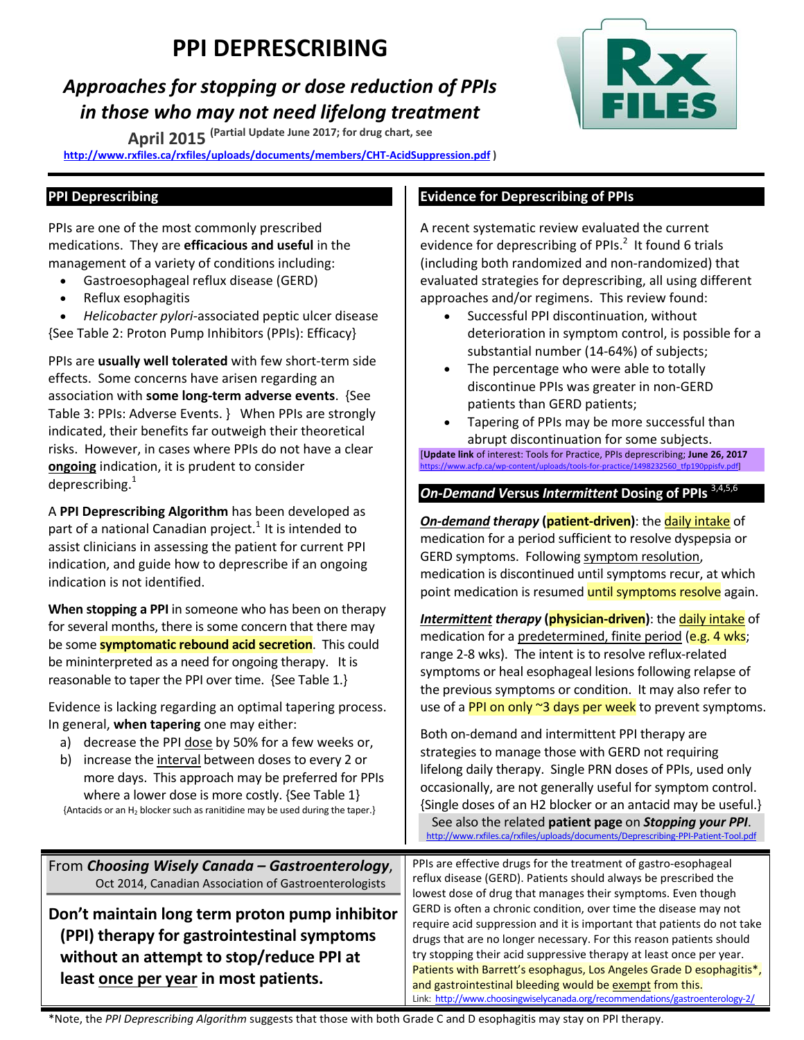# PPI DEPRESCRIBING

## *Approaches for stopping or dose reduction of PPIs in those who may not need lifelong treatment*

**April 2015** **(Partial Update June 2017; for drug chart, see http://www.rxfiles.ca/rxfiles/uploads/documents/members/CHT-AcidSuppression.pdf )**

### PPI Deprescribing

PPIs are one of the most commonly prescribed medications. They are **efficacious and useful** in the management of a variety of conditions including:

- Gastroesophageal reflux disease (GERD)
- Reflux esophagitis
- *Helicobacter pylori*-associated peptic ulcer disease

{See Table 2: Proton Pump Inhibitors (PPIs): Efficacy}

PPIs are **usually well tolerated** with few short-term side effects. Some concerns have arisen regarding an association with **some long-term adverse events**. {See Table 3: PPIs: Adverse Events. } When PPIs are strongly indicated, their benefits far outweigh their theoretical risks. However, in cases where PPIs do not have a clear **ongoing** indication, it is prudent to consider deprescribing.[1]

A **PPI Deprescribing Algorithm** has been developed as part of a national Canadian project.[1] It is intended to assist clinicians in assessing the patient for current PPI indication, and guide how to deprescribe if an ongoing indication is not identified.

**When stopping a PPI** in someone who has been on therapy for several months, there is some concern that there may be some **symptomatic rebound acid secretion**. This could be mininterpreted as a need for ongoing therapy. It is reasonable to taper the PPI over time. {See Table 1.}

Evidence is lacking regarding an optimal tapering process. In general, **when tapering** one may either:

a) decrease the PPI dose by 50% for a few weeks or,
b) increase the interval between doses to every 2 or more days. This approach may be preferred for PPIs where a lower dose is more costly. {See Table 1}

{Antacids or an $H_2$ blocker such as ranitidine may be used during the taper.}

### Evidence for Deprescribing of PPIs

A recent systematic review evaluated the current evidence for deprescribing of PPIs.[2] It found 6 trials (including both randomized and non-randomized) that evaluated strategies for deprescribing, all using different approaches and/or regimens. This review found:

- Successful PPI discontinuation, without deterioration in symptom control, is possible for a substantial number (14-64%) of subjects;
- The percentage who were able to totally discontinue PPIs was greater in non-GERD patients than GERD patients;
- Tapering of PPIs may be more successful than abrupt discontinuation for some subjects.

[**Update link** of interest: Tools for Practice, PPIs deprescribing; **June 26, 2017** https://www.acfp.ca/wp-content/uploads/tools-for-practice/1498232560_tfp190ppisfv.pdf]

### *On-Demand* Versus *Intermittent* Dosing of PPIs [3,4,5,6]

***On-demand* therapy (patient-driven)**: the daily intake of medication for a period sufficient to resolve dyspepsia or GERD symptoms. Following symptom resolution, medication is discontinued until symptoms recur, at which point medication is resumed until symptoms resolve again.

***Intermittent* therapy (physician-driven)**: the daily intake of medication for a predetermined, finite period (e.g. 4 wks; range 2-8 wks). The intent is to resolve reflux-related symptoms or heal esophageal lesions following relapse of the previous symptoms or condition. It may also refer to use of a PPI on only ~3 days per week to prevent symptoms.

Both on-demand and intermittent PPI therapy are strategies to manage those with GERD not requiring lifelong daily therapy. Single PRN doses of PPIs, used only occasionally, are not generally useful for symptom control. {Single doses of an H2 blocker or an antacid may be useful.}

See also the related **patient page** on ***Stopping your PPI***. http://www.rxfiles.ca/rxfiles/uploads/documents/Deprescribing-PPI-Patient-Tool.pdf

---

From ***Choosing Wisely Canada – Gastroenterology***, Oct 2014, Canadian Association of Gastroenterologists

**Don't maintain long term proton pump inhibitor (PPI) therapy for gastrointestinal symptoms without an attempt to stop/reduce PPI at least once per year in most patients.**

PPIs are effective drugs for the treatment of gastro-esophageal reflux disease (GERD). Patients should always be prescribed the lowest dose of drug that manages their symptoms. Even though GERD is often a chronic condition, over time the disease may not require acid suppression and it is important that patients do not take drugs that are no longer necessary. For this reason patients should try stopping their acid suppressive therapy at least once per year. Patients with Barrett's esophagus, Los Angeles Grade D esophagitis*, and gastrointestinal bleeding would be exempt from this.

Link: http://www.choosingwiselycanada.org/recommendations/gastroenterology-2/

*Note, the *PPI Deprescribing Algorithm* suggests that those with both Grade C and D esophagitis may stay on PPI therapy.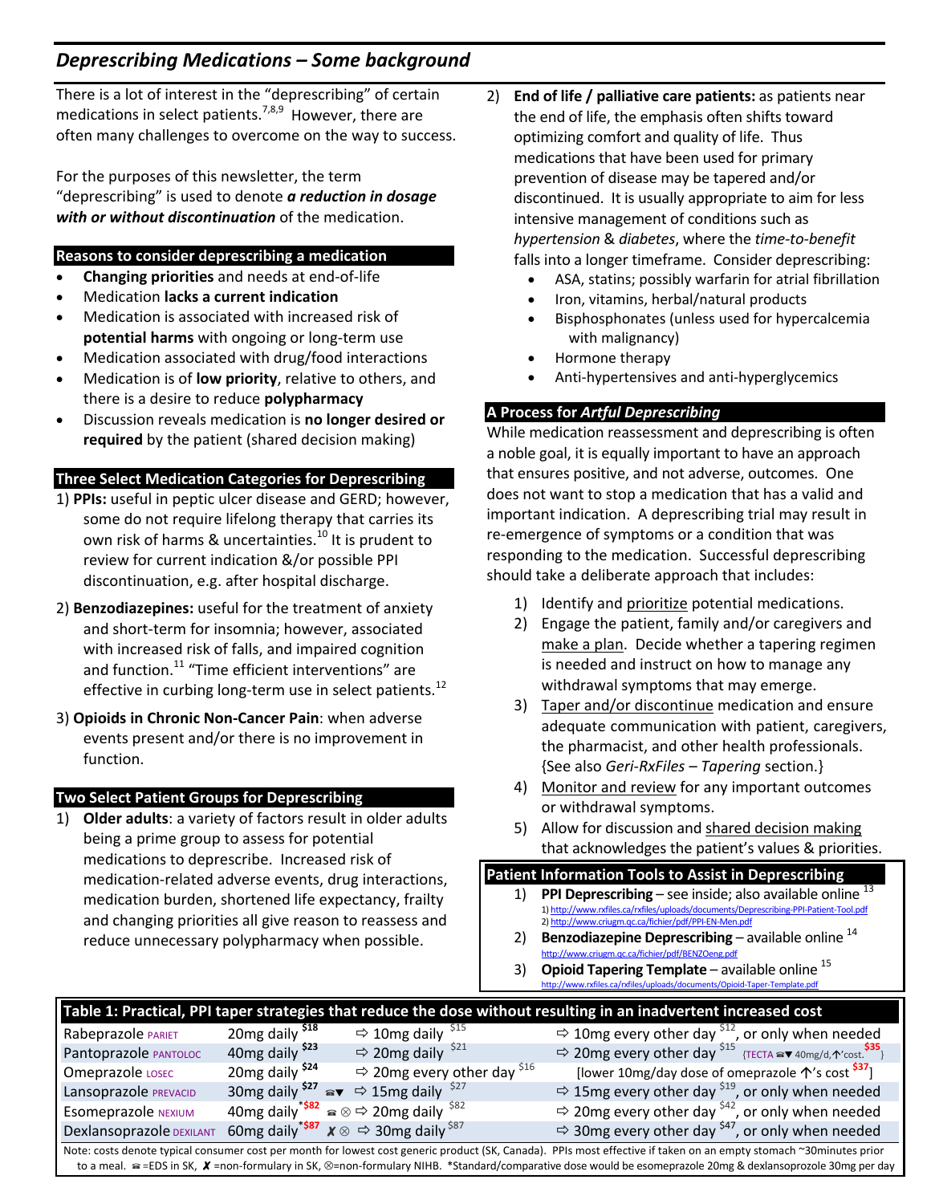## Deprescribing Medications – Some background

There is a lot of interest in the "deprescribing" of certain medications in select patients.[7,8,9] However, there are often many challenges to overcome on the way to success.

For the purposes of this newsletter, the term "deprescribing" is used to denote ***a reduction in dosage with or without discontinuation*** of the medication.

### Reasons to consider deprescribing a medication

- **Changing priorities** and needs at end-of-life
- Medication **lacks a current indication**
- Medication is associated with increased risk of **potential harms** with ongoing or long-term use
- Medication associated with drug/food interactions
- Medication is of **low priority**, relative to others, and there is a desire to reduce **polypharmacy**
- Discussion reveals medication is **no longer desired or required** by the patient (shared decision making)

### Three Select Medication Categories for Deprescribing

1) **PPIs:** useful in peptic ulcer disease and GERD; however, some do not require lifelong therapy that carries its own risk of harms & uncertainties.[10] It is prudent to review for current indication &/or possible PPI discontinuation, e.g. after hospital discharge.
2) **Benzodiazepines:** useful for the treatment of anxiety and short-term for insomnia; however, associated with increased risk of falls, and impaired cognition and function.[11] "Time efficient interventions" are effective in curbing long-term use in select patients.[12]
3) **Opioids in Chronic Non-Cancer Pain**: when adverse events present and/or there is no improvement in function.

### Two Select Patient Groups for Deprescribing

1) **Older adults**: a variety of factors result in older adults being a prime group to assess for potential medications to deprescribe. Increased risk of medication-related adverse events, drug interactions, medication burden, shortened life expectancy, frailty and changing priorities all give reason to reassess and reduce unnecessary polypharmacy when possible.
2) **End of life / palliative care patients:** as patients near the end of life, the emphasis often shifts toward optimizing comfort and quality of life. Thus medications that have been used for primary prevention of disease may be tapered and/or discontinued. It is usually appropriate to aim for less intensive management of conditions such as *hypertension* & *diabetes*, where the *time-to-benefit* falls into a longer timeframe. Consider deprescribing:
   - ASA, statins; possibly warfarin for atrial fibrillation
   - Iron, vitamins, herbal/natural products
   - Bisphosphonates (unless used for hypercalcemia with malignancy)
   - Hormone therapy
   - Anti-hypertensives and anti-hyperglycemics

### A Process for *Artful Deprescribing*

While medication reassessment and deprescribing is often a noble goal, it is equally important to have an approach that ensures positive, and not adverse, outcomes. One does not want to stop a medication that has a valid and important indication. A deprescribing trial may result in re-emergence of symptoms or a condition that was responding to the medication. Successful deprescribing should take a deliberate approach that includes:

1) Identify and prioritize potential medications.
2) Engage the patient, family and/or caregivers and make a plan. Decide whether a tapering regimen is needed and instruct on how to manage any withdrawal symptoms that may emerge.
3) Taper and/or discontinue medication and ensure adequate communication with patient, caregivers, the pharmacist, and other health professionals. {See also *Geri-RxFiles – Tapering* section.}
4) Monitor and review for any important outcomes or withdrawal symptoms.
5) Allow for discussion and shared decision making that acknowledges the patient's values & priorities.

### Patient Information Tools to Assist in Deprescribing

1) **PPI Deprescribing** – see inside; also available online [13]
   1) http://www.rxfiles.ca/rxfiles/uploads/documents/Deprescribing-PPI-Patient-Tool.pdf
   2) http://www.criugm.qc.ca/fichier/pdf/PPI-EN-Men.pdf
2) **Benzodiazepine Deprescribing** – available online [14]
   http://www.criugm.qc.ca/fichier/pdf/BENZOeng.pdf
3) **Opioid Tapering Template** – available online [15]
   http://www.rxfiles.ca/rxfiles/uploads/documents/Opioid-Taper-Template.pdf

**Table 1: Practical, PPI taper strategies that reduce the dose without resulting in an inadvertent increased cost**

| Drug | Usual dose | Step 1 | Step 2 |
|---|---|---|---|
| Rabeprazole PARIET | 20mg daily $18 | ⇨ 10mg daily $15 | ⇨ 10mg every other day $12, or only when needed |
| Pantoprazole PANTOLOC | 40mg daily $23 | ⇨ 20mg daily $21 | ⇨ 20mg every other day $15 {TECTA ☎▼ 40mg/d, ↑'cost. $35} |
| Omeprazole LOSEC | 20mg daily $24 | ⇨ 20mg every other day $16 | [lower 10mg/day dose of omeprazole ↑'s cost $37] |
| Lansoprazole PREVACID | 30mg daily $27 ☎▼ | ⇨ 15mg daily $27 | ⇨ 15mg every other day $19, or only when needed |
| Esomeprazole NEXIUM | 40mg daily* $82 ☎ ⊗ | ⇨ 20mg daily $82 | ⇨ 20mg every other day $42, or only when needed |
| Dexlansoprazole DEXILANT | 60mg daily* $87 ✗ ⊗ | ⇨ 30mg daily $87 | ⇨ 30mg every other day $47, or only when needed |

Note: costs denote typical consumer cost per month for lowest cost generic product (SK, Canada). PPIs most effective if taken on an empty stomach ~30minutes prior to a meal. ☎=EDS in SK, ✗ =non-formulary in SK, ⊗=non-formulary NIHB. *Standard/comparative dose would be esomeprazole 20mg & dexlansoprazole 30mg per day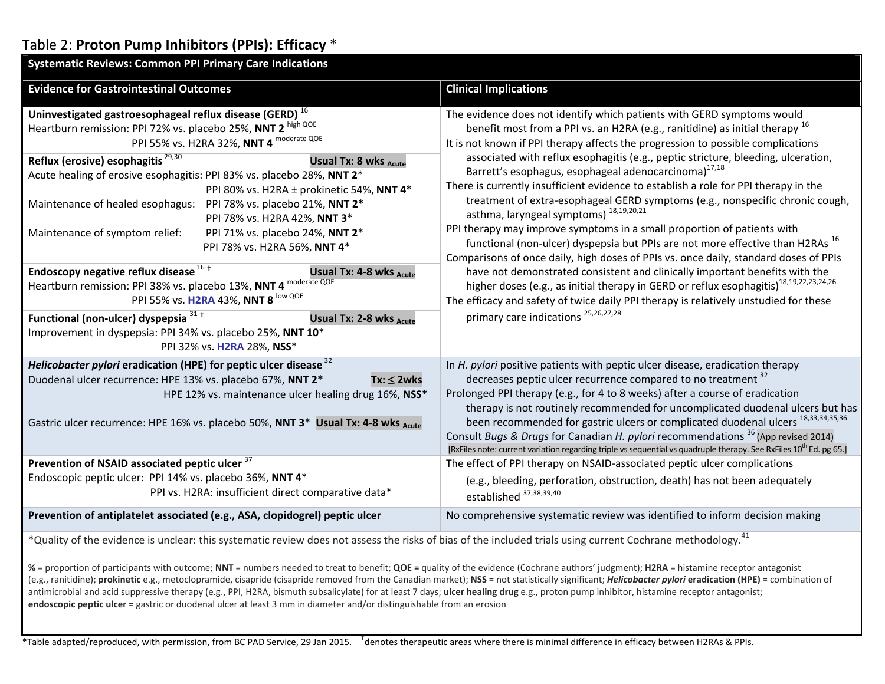## Table 2: **Proton Pump Inhibitors (PPIs): Efficacy** *

| Systematic Reviews: Common PPI Primary Care Indications | |
|---|---|
| **Evidence for Gastrointestinal Outcomes** | **Clinical Implications** |
| **Uninvestigated gastroesophageal reflux disease (GERD)** [16]<br>Heartburn remission: PPI 72% vs. placebo 25%, **NNT 2** [high QOE]<br>PPI 55% vs. H2RA 32%, **NNT 4** [moderate QOE]<br><br>**Reflux (erosive) esophagitis** [29,30] — **Usual Tx: 8 wks Acute**<br>Acute healing of erosive esophagitis: PPI 83% vs. placebo 28%, **NNT 2***<br>PPI 80% vs. H2RA ± prokinetic 54%, **NNT 4***<br>Maintenance of healed esophagus: PPI 78% vs. placebo 21%, **NNT 2***<br>PPI 78% vs. H2RA 42%, **NNT 3***<br>Maintenance of symptom relief: PPI 71% vs. placebo 24%, **NNT 2***<br>PPI 78% vs. H2RA 56%, **NNT 4***<br><br>**Endoscopy negative reflux disease** [16 †] — **Usual Tx: 4-8 wks Acute**<br>Heartburn remission: PPI 38% vs. placebo 13%, **NNT 4** [moderate QOE]<br>PPI 55% vs. **H2RA** 43%, **NNT 8** [low QOE]<br><br>**Functional (non-ulcer) dyspepsia** [31 †] — **Usual Tx: 2-8 wks Acute**<br>Improvement in dyspepsia: PPI 34% vs. placebo 25%, **NNT 10***<br>PPI 32% vs. **H2RA** 28%, **NSS*** | The evidence does not identify which patients with GERD symptoms would benefit most from a PPI vs. an H2RA (e.g., ranitidine) as initial therapy [16]<br>It is not known if PPI therapy affects the progression to possible complications associated with reflux esophagitis (e.g., peptic stricture, bleeding, ulceration, Barrett's esophagus, esophageal adenocarcinoma)[17,18]<br>There is currently insufficient evidence to establish a role for PPI therapy in the treatment of extra-esophageal GERD symptoms (e.g., nonspecific chronic cough, asthma, laryngeal symptoms) [18,19,20,21]<br>PPI therapy may improve symptoms in a small proportion of patients with functional (non-ulcer) dyspepsia but PPIs are not more effective than H2RAs [16]<br>Comparisons of once daily, high doses of PPIs vs. once daily, standard doses of PPIs have not demonstrated consistent and clinically important benefits with the higher doses (e.g., as initial therapy in GERD or reflux esophagitis)[18,19,22,23,24,26]<br>The efficacy and safety of twice daily PPI therapy is relatively unstudied for these primary care indications [25,26,27,28] |
| ***Helicobacter pylori* eradication (HPE) for peptic ulcer disease** [32]<br>Duodenal ulcer recurrence: HPE 13% vs. placebo 67%, **NNT 2*** — **Tx: ≤ 2wks**<br>HPE 12% vs. maintenance ulcer healing drug 16%, **NSS***<br><br>Gastric ulcer recurrence: HPE 16% vs. placebo 50%, **NNT 3*** — **Usual Tx: 4-8 wks Acute** | In *H. pylori* positive patients with peptic ulcer disease, eradication therapy decreases peptic ulcer recurrence compared to no treatment [32]<br>Prolonged PPI therapy (e.g., for 4 to 8 weeks) after a course of eradication therapy is not routinely recommended for uncomplicated duodenal ulcers but has been recommended for gastric ulcers or complicated duodenal ulcers [18,33,34,35,36]<br>Consult *Bugs & Drugs* for Canadian *H. pylori* recommendations [36] (App revised 2014)<br>[RxFiles note: current variation regarding triple vs sequential vs quadruple therapy. See RxFiles 10th Ed. pg 65.] |
| **Prevention of NSAID associated peptic ulcer** [37]<br>Endoscopic peptic ulcer: PPI 14% vs. placebo 36%, **NNT 4***<br>PPI vs. H2RA: insufficient direct comparative data* | The effect of PPI therapy on NSAID-associated peptic ulcer complications (e.g., bleeding, perforation, obstruction, death) has not been adequately established [37,38,39,40] |
| **Prevention of antiplatelet associated (e.g., ASA, clopidogrel) peptic ulcer** | No comprehensive systematic review was identified to inform decision making |

*Quality of the evidence is unclear: this systematic review does not assess the risks of bias of the included trials using current Cochrane methodology.[41]

**%** = proportion of participants with outcome; **NNT** = numbers needed to treat to benefit; **QOE** = quality of the evidence (Cochrane authors' judgment); **H2RA** = histamine receptor antagonist (e.g., ranitidine); **prokinetic** e.g., metoclopramide, cisapride (cisapride removed from the Canadian market); **NSS** = not statistically significant; ***Helicobacter pylori* eradication (HPE)** = combination of antimicrobial and acid suppressive therapy (e.g., PPI, H2RA, bismuth subsalicylate) for at least 7 days; **ulcer healing drug** e.g., proton pump inhibitor, histamine receptor antagonist; **endoscopic peptic ulcer** = gastric or duodenal ulcer at least 3 mm in diameter and/or distinguishable from an erosion

*Table adapted/reproduced, with permission, from BC PAD Service, 29 Jan 2015. † denotes therapeutic areas where there is minimal difference in efficacy between H2RAs & PPIs.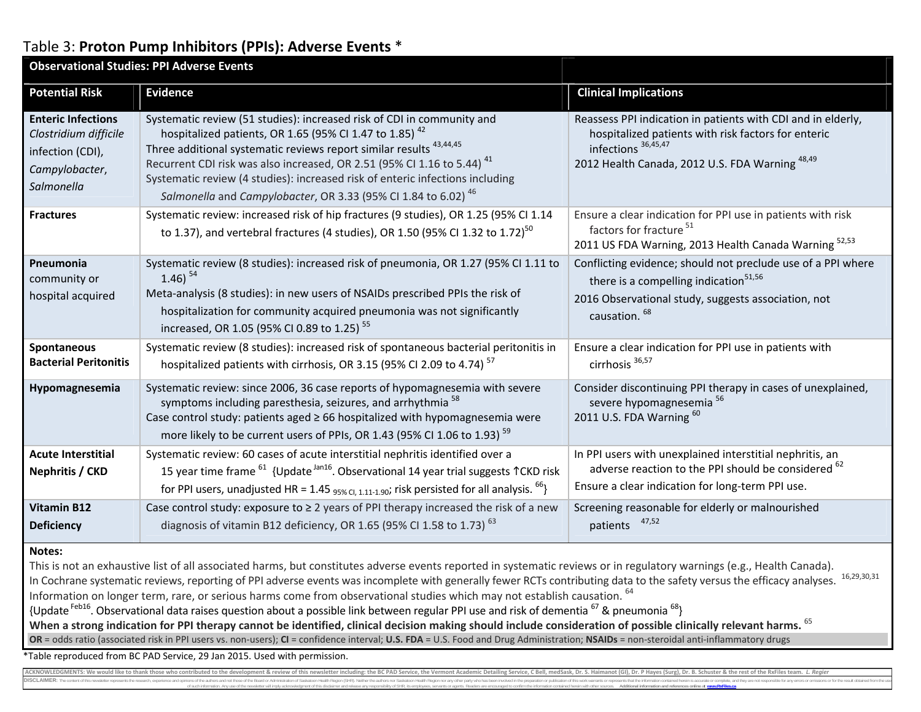## Table 3: **Proton Pump Inhibitors (PPIs): Adverse Events** *

**Observational Studies: PPI Adverse Events**

| Potential Risk | Evidence | Clinical Implications |
|---|---|---|
| **Enteric Infections** *Clostridium difficile* infection (CDI), *Campylobacter*, *Salmonella* | Systematic review (51 studies): increased risk of CDI in community and hospitalized patients, OR 1.65 (95% CI 1.47 to 1.85) [42]<br>Three additional systematic reviews report similar results [43,44,45]<br>Recurrent CDI risk was also increased, OR 2.51 (95% CI 1.16 to 5.44) [41]<br>Systematic review (4 studies): increased risk of enteric infections including *Salmonella* and *Campylobacter*, OR 3.33 (95% CI 1.84 to 6.02) [46] | Reassess PPI indication in patients with CDI and in elderly, hospitalized patients with risk factors for enteric infections [36,45,47]<br>2012 Health Canada, 2012 U.S. FDA Warning [48,49] |
| **Fractures** | Systematic review: increased risk of hip fractures (9 studies), OR 1.25 (95% CI 1.14 to 1.37), and vertebral fractures (4 studies), OR 1.50 (95% CI 1.32 to 1.72)[50] | Ensure a clear indication for PPI use in patients with risk factors for fracture [51]<br>2011 US FDA Warning, 2013 Health Canada Warning [52,53] |
| **Pneumonia** community or hospital acquired | Systematic review (8 studies): increased risk of pneumonia, OR 1.27 (95% CI 1.11 to 1.46) [54]<br>Meta-analysis (8 studies): in new users of NSAIDs prescribed PPIs the risk of hospitalization for community acquired pneumonia was not significantly increased, OR 1.05 (95% CI 0.89 to 1.25) [55] | Conflicting evidence; should not preclude use of a PPI where there is a compelling indication[51,56]<br>2016 Observational study, suggests association, not causation. [68] |
| **Spontaneous Bacterial Peritonitis** | Systematic review (8 studies): increased risk of spontaneous bacterial peritonitis in hospitalized patients with cirrhosis, OR 3.15 (95% CI 2.09 to 4.74) [57] | Ensure a clear indication for PPI use in patients with cirrhosis [36,57] |
| **Hypomagnesemia** | Systematic review: since 2006, 36 case reports of hypomagnesemia with severe symptoms including paresthesia, seizures, and arrhythmia [58]<br>Case control study: patients aged ≥ 66 hospitalized with hypomagnesemia were more likely to be current users of PPIs, OR 1.43 (95% CI 1.06 to 1.93) [59] | Consider discontinuing PPI therapy in cases of unexplained, severe hypomagnesemia [56]<br>2011 U.S. FDA Warning [60] |
| **Acute Interstitial Nephritis / CKD** | Systematic review: 60 cases of acute interstitial nephritis identified over a 15 year time frame [61] {Update [Jan16]. Observational 14 year trial suggests ↑CKD risk for PPI users, unadjusted HR = 1.45 $_{95\% \text{ CI}, 1.11\text{-}1.90}$; risk persisted for all analysis. [66]} | In PPI users with unexplained interstitial nephritis, an adverse reaction to the PPI should be considered [62]<br>Ensure a clear indication for long-term PPI use. |
| **Vitamin B12 Deficiency** | Case control study: exposure to ≥ 2 years of PPI therapy increased the risk of a new diagnosis of vitamin B12 deficiency, OR 1.65 (95% CI 1.58 to 1.73) [63] | Screening reasonable for elderly or malnourished patients [47,52] |

**Notes:**

This is not an exhaustive list of all associated harms, but constitutes adverse events reported in systematic reviews or in regulatory warnings (e.g., Health Canada).

In Cochrane systematic reviews, reporting of PPI adverse events was incomplete with generally fewer RCTs contributing data to the safety versus the efficacy analyses. [16,29,30,31]

Information on longer term, rare, or serious harms come from observational studies which may not establish causation. [64]

{Update [Feb16]. Observational data raises question about a possible link between regular PPI use and risk of dementia [67] & pneumonia [68]}

**When a strong indication for PPI therapy cannot be identified, clinical decision making should include consideration of possible clinically relevant harms.** [65]

**OR** = odds ratio (associated risk in PPI users vs. non-users); **CI** = confidence interval; **U.S. FDA** = U.S. Food and Drug Administration; **NSAIDs** = non-steroidal anti-inflammatory drugs

*Table reproduced from BC PAD Service, 29 Jan 2015. Used with permission.

**ACKNOWLEDGMENTS: We would like to thank those who contributed to the development & review of this newsletter including: the BC PAD Service, the Vermont Academic Detailing Service, C Bell, medSask, Dr. S. Haimanot (GI), Dr. P Hayes (Surg), Dr. B. Schuster & the rest of the RxFiles team.** *L. Regier*

DISCLAIMER: The content of this newsletter represents the research, experience and opinions of the authors and not those of the Board or Administration of Saskatoon Health Region (SHR). Neither the authors nor Saskatoon Health Region nor any other party who has been involved in the preparation or publication of this work warrants or represents that the information contained herein is accurate or complete, and they are not responsible for any errors or omissions or for the result obtained from the use of such information. Any use of the newsletter will imply acknowledgment of this disclaimer and release any responsibility of SHR, its employees, servants or agents. Readers are encouraged to confirm the information contained herein with other sources. **Additional information and references online at www.RxFiles.ca**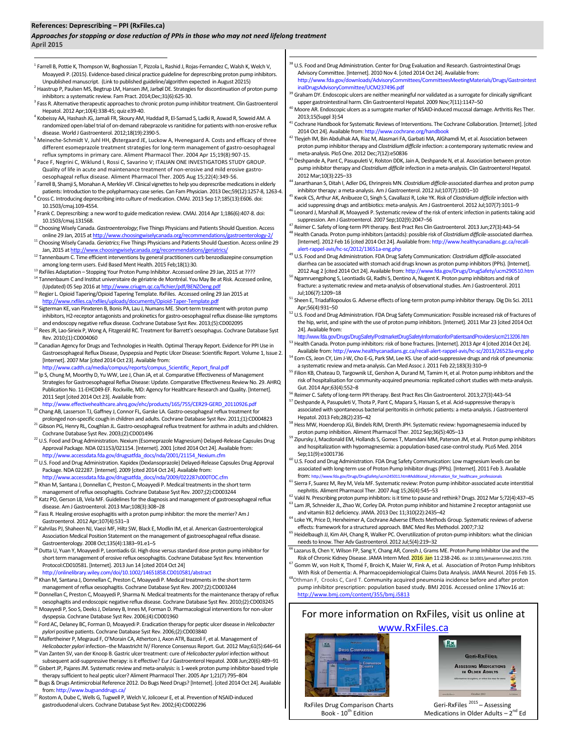**References: Deprescribing – PPI (RxFiles.ca)**

***Approaches for stopping or dose reduction of PPIs in those who may not need lifelong treatment***

**April 2015**

1. Farrell B, Pottie K, Thompson W, Boghossian T, Pizzola L, Rashid J, Rojas-Fernandez C, Walsh K, Welch V, Moayyedi P. (2015). Evidence-based clinical practice guideline for deprescribing proton pump inhibitors. Unpublished manuscript. (Link to published guideline/algorithm expected in August 20215)
2. Haastrup P, Paulsen MS, Begtrup LM, Hansen JM, Jarbøl DE. Strategies for discontinuation of proton pump inhibitors: a systematic review. Fam Pract. 2014;Dec;31(6):625-30.
3. Fass R. Alternative therapeutic approaches to chronic proton pump inhibitor treatment. Clin Gastroenterol Hepatol. 2012 Apr;10(4):338-45; quiz e39-40.
4. Kobeissy AA, Hashash JG, Jamali FR, Skoury AM, Haddad R, El-Samad S, Ladki R, Aswad R, Soweid AM. A randomized open-label trial of on-demand rabeprazole vs ranitidine for patients with non-erosive reflux disease. World J Gastroenterol. 2012;18(19):2390-5.
5. Meineche-Schmidt V, Juhl HH, Østergaard JE, Luckow A, Hvenegaard A. Costs and efficacy of three different esomeprazole treatment strategies for long-term management of gastro-oesophageal reflux symptoms in primary care. Aliment Pharmacol Ther. 2004 Apr 15;19(8):907-15.
6. Pace F, Negrini C, Wiklund I, Rossi C, Savarino V; ITALIAN ONE INVESTIGATORS STUDY GROUP. Quality of life in acute and maintenance treatment of non-erosive and mild erosive gastro-oesophageal reflux disease. Aliment Pharmacol Ther. 2005 Aug 15;22(4):349-56.
7. Farrell B, Shamji S, Monahan A, Merkley VF. Clinical vignettes to help you deprescribe medications in elderly patients: Introduction to the polypharmacy case series. Can Fam Physician. 2013 Dec;59(12):1257-8, 1263-4.
8. Cross C. Introducing deprescribing into culture of medication. CMAJ. 2013 Sep 17;185(13):E606. doi: 10.1503/cmaj.109-4554.
9. Frank C. Deprescribing: a new word to guide medication review. CMAJ. 2014 Apr 1;186(6):407-8. doi: 10.1503/cmaj.131568.
10. Choosing Wisely Canada. *Gastroenterology*; Five Things Physicians and Patients Should Question. Access online 29 Jan, 2015 at http://www.choosingwiselycanada.org/recommendations/gastroenterology-2/
11. Choosing Wisely Canada. *Geriatrics*; Five Things Physicians and Patients Should Question. Access online 29 Jan, 2015 at http://www.choosingwiselycanada.org/recommendations/geriatrics/
12. Tannenbaum C. Time efficient interventions by general practitioners curb benzodiazepine consumption among long-term users. Evid Based Ment Health. 2015 Feb;18(1):30.
13. RxFiles Adaptation – Stopping Your Proton Pump Inhibitor. Accessed online 29 Jan, 2015 at ????
14. Tannenbaum C and Institut universitaire de gériatrie de Montréal. You May Be at Risk. Accessed online, (Updated) 05 Sep 2016 at http://www.criugm.qc.ca/fichier/pdf/BENZOeng.pdf
15. Regier L. Opioid Tapering/Opioid Tapering Template. RxFiles. Accessed online 29 Jan 2015 at http://www.rxfiles.ca/rxfiles/uploads/documents/Opioid-Taper-Template.pdf
16. Sigterman KE, van Pinxteren B, Bonis PA, Lau J, Numans ME. Short-term treatment with proton pump inhibitors, H2-receptor antagonists and prokinetics for gastro-oesophageal reflux disease-like symptoms and endoscopy negative reflux disease. Cochrane Database Syst Rev. 2013;(5):CD002095
17. Rees JR, Lao-Sirieix P, Wong A, Fitzgerald RC. Treatment for Barrett's oesophagus. Cochrane Database Syst Rev. 2010;(1):CD004060
18. Canadian Agency for Drugs and Technologies in Health. Optimal Therapy Report. Evidence for PPI Use in Gastroesophageal Reflux Disease, Dyspepsia and Peptic Ulcer Disease: Scientific Report. Volume 1, Issue 2. [Internet]. 2007 Mar [cited 2014 Oct 23]. Available from: http://www.cadth.ca/media/compus/reports/compus_Scientific_Report_final.pdf
19. Ip S, Chung M, Moorthy D, Yu WW, Lee J, Chan JA, et al. Comparative Effectiveness of Management Strategies for Gastroesophageal Reflux Disease: Update. Comparative Effectiveness Review No. 29. AHRQ Publication No. 11-EHC049-EF. Rockville, MD: Agency for Healthcare Research and Quality. [Internet]. 2011 Sept [cited 2014 Oct 23]. Available from: http://www.effectivehealthcare.ahrq.gov/ehc/products/165/755/CER29-GERD_20110926.pdf
20. Chang AB, Lasserson TJ, Gaffney J, Connor FL, Garske LA. Gastro-oesophageal reflux treatment for prolonged non-specific cough in children and adults. Cochrane Database Syst Rev. 2011;(1):CD004823
21. Gibson PG, Henry RL, Coughlan JL. Gastro-oesophageal reflux treatment for asthma in adults and children. Cochrane Database Syst Rev. 2003;(2):CD001496
22. U.S. Food and Drug Administration. Nexium (Esomeprazole Magnesium) Delayed-Release Capsules Drug Approval Package. NDA 021153/021154. [Internet]. 2001 [cited 2014 Oct 24]. Available from: http://www.accessdata.fda.gov/drugsatfda_docs/nda/2001/21154_Nexium.cfm
23. U.S. Food and Drug Administration. Kapidex (Dexlansoprazole) Delayed-Release Capsules Drug Approval Package. NDA 022287. [Internet]. 2009 [cited 2014 Oct 24]. Available from: http://www.accessdata.fda.gov/drugsatfda_docs/nda/2009/022287s000TOC.cfm
24. Khan M, Santana J, Donnellan C, Preston C, Moayyedi P. Medical treatments in the short term management of reflux oesophagitis. Cochrane Database Syst Rev. 2007;(2):CD003244
25. Katz PO, Gerson LB, Vela MF. Guidelines for the diagnosis and management of gastroesophageal reflux disease. Am J Gastroenterol. 2013 Mar;108(3):308–28
26. Fass R. Healing erosive esophagitis with a proton pump inhibitor: the more the merrier? Am J Gastroenterol. 2012 Apr;107(4):531–3
27. Kahrilas PJ, Shaheen NJ, Vaezi MF, Hiltz SW, Black E, Modlin IM, et al. American Gastroenterological Association Medical Position Statement on the management of gastroesophageal reflux disease. Gastroenterology. 2008 Oct;135(4):1383–91.e1–5
28. Dutta U, Yuan Y, Moayyedi P, Leontiadis GI. High dose versus standard dose proton pump inhibitor for short term management of erosive reflux oesophagitis. Cochrane Database Syst Rev. Intervention Protocol:CD010581. [Internet]. 2013 Jan 14 [cited 2014 Oct 24] http://onlinelibrary.wiley.com/doi/10.1002/14651858.CD010581/abstract
29. Khan M, Santana J, Donnellan C, Preston C, Moayyedi P. Medical treatments in the short term management of reflux oesophagitis. Cochrane Database Syst Rev. 2007;(2):CD003244
30. Donnellan C, Preston C, Moayyedi P, Sharma N. Medical treatments for the maintenance therapy of reflux oesophagitis and endoscopic negative reflux disease. Cochrane Database Syst Rev. 2010;(2):CD003245
31. Moayyedi P, Soo S, Deeks J, Delaney B, Innes M, Forman D. Pharmacological interventions for non-ulcer dyspepsia. Cochrane Database Syst Rev. 2006;(4):CD001960
32. Ford AC, Delaney BC, Forman D, Moayyedi P. Eradication therapy for peptic ulcer disease in *Helicobacter pylori* positive patients. Cochrane Database Syst Rev. 2006;(2):CD003840
33. Malfertheiner P, Megraud F, O'Morain CA, Atherton J, Axon ATR, Bazzoli F, et al. Management of *Helicobacter pylori* infection--the Maastricht IV/ Florence Consensus Report. Gut. 2012 May;61(5):646–64
34. Van Zanten SV, van der Knoop B. Gastric ulcer treatment: cure of *Helicobacter pylori* infection without subsequent anti-suppressive therapy: is it effective? Eur J Gastroenterol Hepatol. 2008 Jun;20(6):489–91
35. Gisbert JP, Pajares JM. Systematic review and meta-analysis: is 1-week proton pump inhibitor-based triple therapy sufficient to heal peptic ulcer? Aliment Pharmacol Ther. 2005 Apr 1;21(7):795–804
36. Bugs & Drugs Antimicrobial Reference 2012. Do Bugs Need Drugs? [Internet]. [cited 2014 Oct 24]. Available from: http://www.bugsanddrugs.ca/
37. Rostom A, Dube C, Wells G, Tugwell P, Welch V, Jolicoeur E, et al. Prevention of NSAID-induced gastroduodenal ulcers. Cochrane Database Syst Rev. 2002;(4):CD002296
38. U.S. Food and Drug Administration. Center for Drug Evaluation and Research. Gastrointestinal Drugs Advisory Committee. [Internet]. 2010 Nov 4. [cited 2014 Oct 24]. Available from: http://www.fda.gov/downloads/AdvisoryCommittees/CommitteesMeetingMaterials/Drugs/GastrointestinalDrugsAdvisoryCommittee/UCM237496.pdf
39. Graham DY. Endoscopic ulcers are neither meaningful nor validated as a surrogate for clinically significant upper gastrointestinal harm. Clin Gastroenterol Hepatol. 2009 Nov;7(11):1147–50
40. Moore AR. Endoscopic ulcers as a surrogate marker of NSAID-induced mucosal damage. Arthritis Res Ther. 2013;15(Suppl 3):S4
41. Cochrane Handbook for Systematic Reviews of Interventions. The Cochrane Collaboration. [Internet]. [cited 2014 Oct 24]. Available from: http://www.cochrane.org/handbook
42. Tleyjeh IM, Bin Abdulhak AA, Riaz M, Alasmari FA, Garbati MA, AlGhamdi M, et al. Association between proton pump inhibitor therapy and *Clostridium difficile* infection: a contemporary systematic review and meta-analysis. PloS One. 2012 Dec;7(12):e50836
43. Deshpande A, Pant C, Pasupuleti V, Rolston DDK, Jain A, Deshpande N, et al. Association between proton pump inhibitor therapy and *Clostridium difficile* infection in a meta-analysis. Clin Gastroenterol Hepatol. 2012 Mar;10(3):225–33
44. Janarthanan S, Ditah I, Adler DG, Ehrinpreis MN. *Clostridium difficile*-associated diarrhea and proton pump inhibitor therapy: a meta-analysis. Am J Gastroenterol. 2012 Jul;107(7):1001–10
45. Kwok CS, Arthur AK, Anibueze CI, Singh S, Cavallazzi R, Loke YK. Risk of *Clostridium difficile* infection with acid suppressing drugs and antibiotics: meta-analysis. Am J Gastroenterol. 2012 Jul;107(7):1011–9
46. Leonard J, Marshall JK, Moayyedi P. Systematic review of the risk of enteric infection in patients taking acid suppression. Am J Gastroenterol. 2007 Sep;102(9):2047–56
47. Reimer C. Safety of long-term PPI therapy. Best Pract Res Clin Gastroenterol. 2013 Jun;27(3):443–54
48. Health Canada. Proton pump inhibitors (antacids): possible risk of *Clostridium difficile*-associated diarrhea. [Internet]. 2012 Feb 16 [cited 2014 Oct 24]. Available from: http://www.healthycanadians.gc.ca/recall-alert-rappel-avis/hc-sc/2012/13651a-eng.php
49. U.S. Food and Drug Administration. FDA Drug Safety Communication: *Clostridium difficile*-associated diarrhea can be associated with stomach acid drugs known as proton pump inhibitors (PPIs). [Internet]. 2012 Aug 2 [cited 2014 Oct 24]. Available from: http://www.fda.gov/Drugs/DrugSafety/ucm290510.htm
50. Ngamruengphong S, Leontiadis GI, Radhi S, Dentino A, Nugent K. Proton pump inhibitors and risk of fracture: a systematic review and meta-analysis of observational studies. Am J Gastroenterol. 2011 Jul;106(7):1209–18
51. Sheen E, Triadafilopoulos G. Adverse effects of long-term proton pump inhibitor therapy. Dig Dis Sci. 2011 Apr;56(4):931–50
52. U.S. Food and Drug Administration. FDA Drug Safety Communication: Possible increased risk of fractures of the hip, wrist, and spine with the use of proton pump inhibitors. [Internet]. 2011 Mar 23 [cited 2014 Oct 24]. Available from: http://www.fda.gov/Drugs/DrugSafety/PostmarketDrugSafetyInformationforPatientsandProviders/ucm213206.htm
53. Health Canada. Proton pump inhibitors: risk of bone fractures. [Internet]. 2013 Apr 4 [cited 2014 Oct 24]. Available from: http://www.healthycanadians.gc.ca/recall-alert-rappel-avis/hc-sc/2013/26523a-eng.php
54. Eom CS, Jeon CY, Lim J-W, Cho E-G, Park SM, Lee KS. Use of acid-suppressive drugs and risk of pneumonia: a systematic review and meta-analysis. CMAJ Can Med Assoc J. 2011 Feb 22;183(3):310–9
55. Filion KB, Chateau D, Targownik LE, Gershon A, Durand M, Tamim H, et al. Proton pump inhibitors and the risk of hospitalisation for community-acquired pneumonia: replicated cohort studies with meta-analysis. Gut. 2014 Apr;63(4):552–8
56. Reimer C. Safety of long-term PPI therapy. Best Pract Res Clin Gastroenterol. 2013;27(3):443–54
57. Deshpande A, Pasupuleti V, Thota P, Pant C, Mapara S, Hassan S, et al. Acid-suppressive therapy is associated with spontaneous bacterial peritonitis in cirrhotic patients: a meta-analysis. J Gastroenterol Hepatol. 2013 Feb;28(2):235–42
58. Hess MW, Hoenderop JGJ, Bindels RJM, Drenth JPH. Systematic review: hypomagnesaemia induced by proton pump inhibition. Aliment Pharmacol Ther. 2012 Sep;36(5):405–13
59. Zipursky J, Macdonald EM, Hollands S, Gomes T, Mamdani MM, Paterson JM, et al. Proton pump inhibitors and hospitalization with hypomagnesemia: a population-based case-control study. PLoS Med. 2014 Sep;11(9):e1001736
60. U.S. Food and Drug Administration. FDA Drug Safety Communication: Low magnesium levels can be associated with long-term use of Proton Pump Inhibitor drugs (PPIs). [Internet]. 2011 Feb 3. Available from: http://www.fda.gov/Drugs/DrugSafety/ucm245011.htm#Additional_Information_for_healthcare_professionals
61. Sierra F, Suarez M, Rey M, Vela MF. Systematic review: Proton pump inhibitor-associated acute interstitial nephritis. Aliment Pharmacol Ther. 2007 Aug 15;26(4):545–53
62. Vakil N. Prescribing proton pump inhibitors: is it time to pause and rethink? Drugs. 2012 Mar 5;72(4):437–45
63. Lam JR, Schneider JL, Zhao W, Corley DA. Proton pump inhibitor and histamine 2 receptor antagonist use and vitamin B12 deficiency. JAMA. 2013 Dec 11;310(22):2435–42
64. Loke YK, Price D, Herxheimer A, Cochrane Adverse Effects Methods Group. Systematic reviews of adverse effects: framework for a structured approach. BMC Med Res Methodol. 2007;7:32
65. Heidelbaugh JJ, Kim AH, Chang R, Walker PC. Overutilization of proton-pump inhibitors: what the clinician needs to know. Ther Adv Gastroenterol. 2012 Jul;5(4):219–32
66. Lazarus B, Chen Y, Wilson FP, Sang Y, Chang AR, Coresh J, Grams ME. Proton Pump Inhibitor Use and the Risk of Chronic Kidney Disease. JAMA Intern Med. 2016 Jan 11:238-246. doi: 10.1001/jamainternmed.2015.7193.
67. Gomm W, von Holt K, Thomé F, Broich K, Maier W, Fink A, et al. Association of Proton Pump Inhibitors With Risk of Dementia: A Pharmacoepidemiological Claims Data Analysis. JAMA Neurol. 2016 Feb 15.
68. Othman F, Crooks C, Card T. Community acquired pneumonia incidence before and after proton pump inhibitor prescription: population based study. BMJ 2016. Accessed online 17Nov16 at: http://www.bmj.com/content/355/bmj.i5813

For more information on RxFiles, visit us online at www.RxFiles.ca

RxFiles Drug Comparison Charts Book - 10th Edition

Geri-RxFiles 2015 – Assessing Medications in Older Adults – 2nd Ed